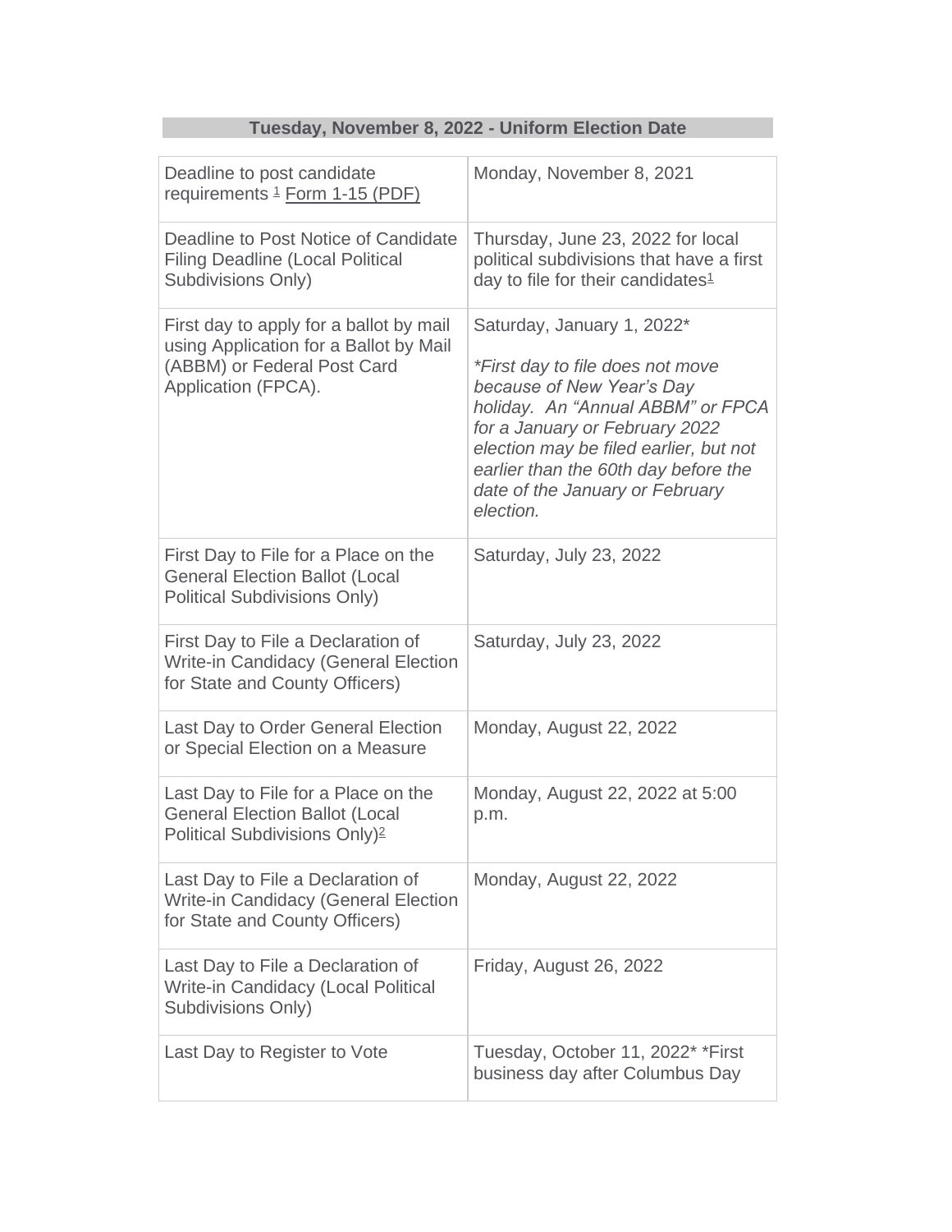## Tuesday, November 8, 2022 - Uniform Election Date

| | |
|---|---|
| Deadline to post candidate requirements [1] Form 1-15 (PDF) | Monday, November 8, 2021 |
| Deadline to Post Notice of Candidate Filing Deadline (Local Political Subdivisions Only) | Thursday, June 23, 2022 for local political subdivisions that have a first day to file for their candidates[1] |
| First day to apply for a ballot by mail using Application for a Ballot by Mail (ABBM) or Federal Post Card Application (FPCA). | Saturday, January 1, 2022*<br><br>*\*First day to file does not move because of New Year's Day holiday. An "Annual ABBM" or FPCA for a January or February 2022 election may be filed earlier, but not earlier than the 60th day before the date of the January or February election.* |
| First Day to File for a Place on the General Election Ballot (Local Political Subdivisions Only) | Saturday, July 23, 2022 |
| First Day to File a Declaration of Write-in Candidacy (General Election for State and County Officers) | Saturday, July 23, 2022 |
| Last Day to Order General Election or Special Election on a Measure | Monday, August 22, 2022 |
| Last Day to File for a Place on the General Election Ballot (Local Political Subdivisions Only)[2] | Monday, August 22, 2022 at 5:00 p.m. |
| Last Day to File a Declaration of Write-in Candidacy (General Election for State and County Officers) | Monday, August 22, 2022 |
| Last Day to File a Declaration of Write-in Candidacy (Local Political Subdivisions Only) | Friday, August 26, 2022 |
| Last Day to Register to Vote | Tuesday, October 11, 2022* *First business day after Columbus Day |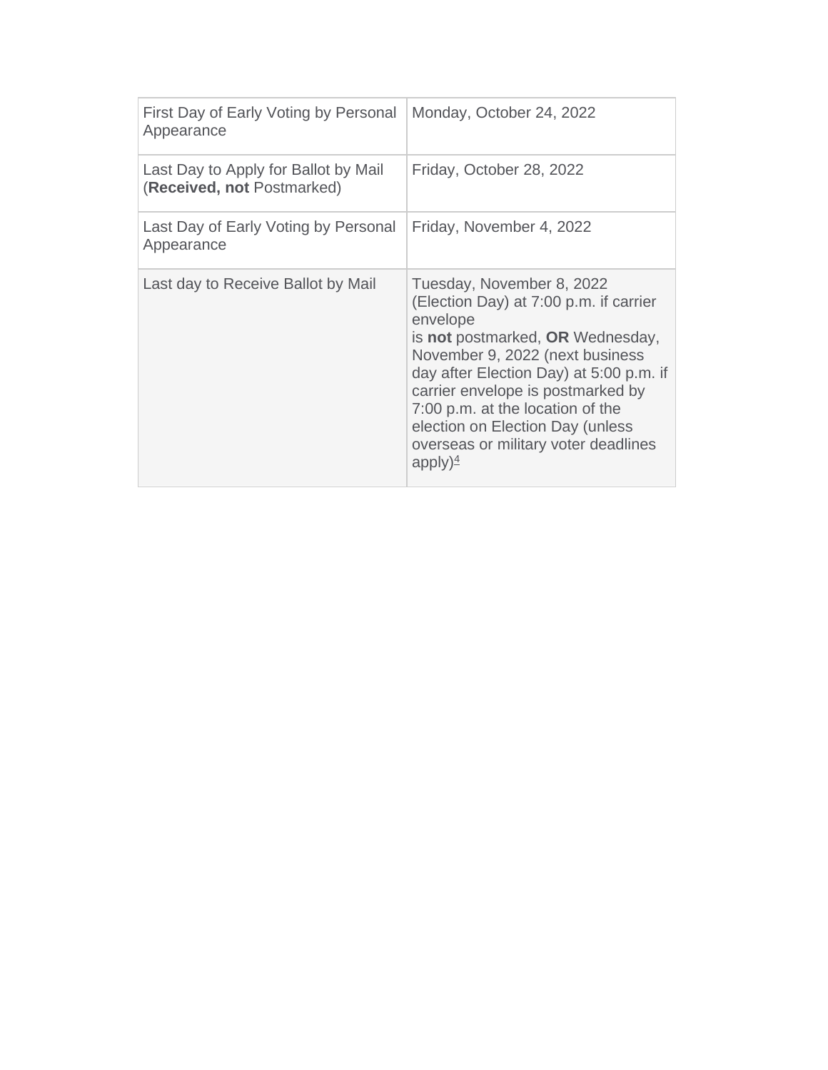| | |
|---|---|
| First Day of Early Voting by Personal Appearance | Monday, October 24, 2022 |
| Last Day to Apply for Ballot by Mail (**Received, not** Postmarked) | Friday, October 28, 2022 |
| Last Day of Early Voting by Personal Appearance | Friday, November 4, 2022 |
| Last day to Receive Ballot by Mail | Tuesday, November 8, 2022 (Election Day) at 7:00 p.m. if carrier envelope is **not** postmarked, **OR** Wednesday, November 9, 2022 (next business day after Election Day) at 5:00 p.m. if carrier envelope is postmarked by 7:00 p.m. at the location of the election on Election Day (unless overseas or military voter deadlines apply)[4] |